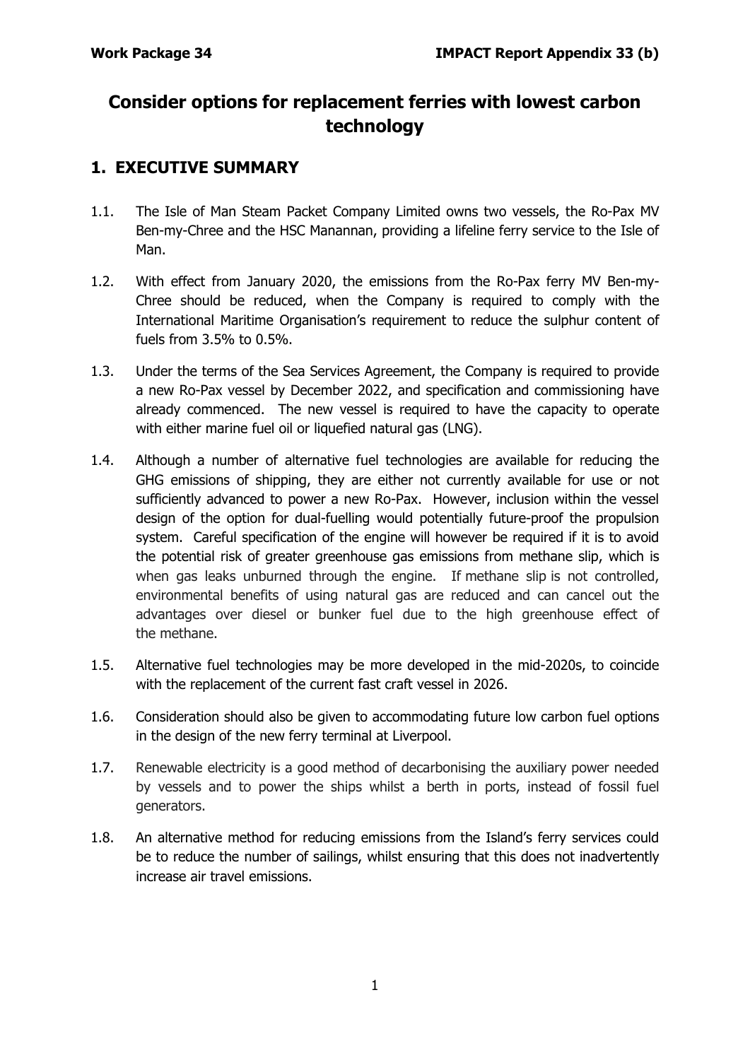# Consider options for replacement ferries with lowest carbon technology

## 1. EXECUTIVE SUMMARY

1.1. The Isle of Man Steam Packet Company Limited owns two vessels, the Ro-Pax MV Ben-my-Chree and the HSC Manannan, providing a lifeline ferry service to the Isle of Man.

1.2. With effect from January 2020, the emissions from the Ro-Pax ferry MV Ben-my-Chree should be reduced, when the Company is required to comply with the International Maritime Organisation's requirement to reduce the sulphur content of fuels from 3.5% to 0.5%.

1.3. Under the terms of the Sea Services Agreement, the Company is required to provide a new Ro-Pax vessel by December 2022, and specification and commissioning have already commenced. The new vessel is required to have the capacity to operate with either marine fuel oil or liquefied natural gas (LNG).

1.4. Although a number of alternative fuel technologies are available for reducing the GHG emissions of shipping, they are either not currently available for use or not sufficiently advanced to power a new Ro-Pax. However, inclusion within the vessel design of the option for dual-fuelling would potentially future-proof the propulsion system. Careful specification of the engine will however be required if it is to avoid the potential risk of greater greenhouse gas emissions from methane slip, which is when gas leaks unburned through the engine. If methane slip is not controlled, environmental benefits of using natural gas are reduced and can cancel out the advantages over diesel or bunker fuel due to the high greenhouse effect of the methane.

1.5. Alternative fuel technologies may be more developed in the mid-2020s, to coincide with the replacement of the current fast craft vessel in 2026.

1.6. Consideration should also be given to accommodating future low carbon fuel options in the design of the new ferry terminal at Liverpool.

1.7. Renewable electricity is a good method of decarbonising the auxiliary power needed by vessels and to power the ships whilst a berth in ports, instead of fossil fuel generators.

1.8. An alternative method for reducing emissions from the Island's ferry services could be to reduce the number of sailings, whilst ensuring that this does not inadvertently increase air travel emissions.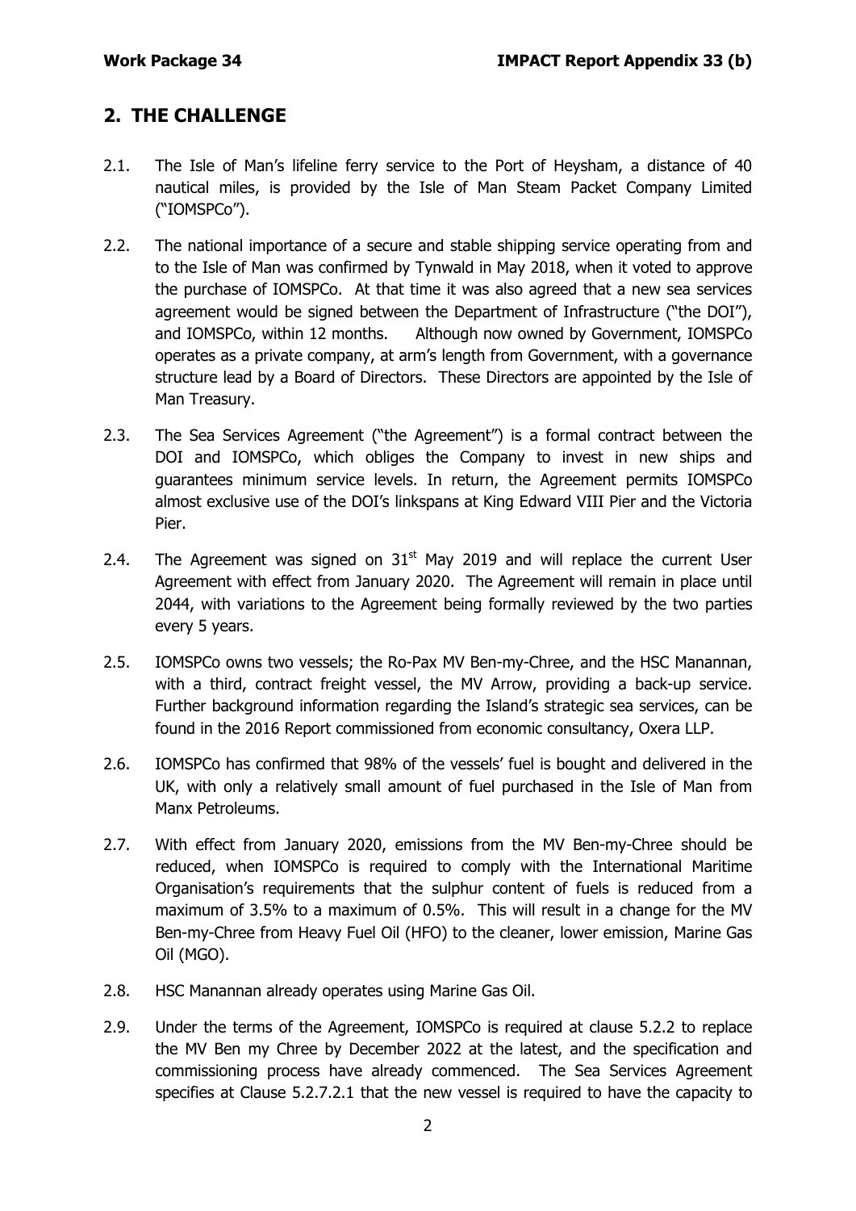## 2. THE CHALLENGE

2.1. The Isle of Man's lifeline ferry service to the Port of Heysham, a distance of 40 nautical miles, is provided by the Isle of Man Steam Packet Company Limited ("IOMSPCo").

2.2. The national importance of a secure and stable shipping service operating from and to the Isle of Man was confirmed by Tynwald in May 2018, when it voted to approve the purchase of IOMSPCo. At that time it was also agreed that a new sea services agreement would be signed between the Department of Infrastructure ("the DOI"), and IOMSPCo, within 12 months. Although now owned by Government, IOMSPCo operates as a private company, at arm's length from Government, with a governance structure lead by a Board of Directors. These Directors are appointed by the Isle of Man Treasury.

2.3. The Sea Services Agreement ("the Agreement") is a formal contract between the DOI and IOMSPCo, which obliges the Company to invest in new ships and guarantees minimum service levels. In return, the Agreement permits IOMSPCo almost exclusive use of the DOI's linkspans at King Edward VIII Pier and the Victoria Pier.

2.4. The Agreement was signed on 31st May 2019 and will replace the current User Agreement with effect from January 2020. The Agreement will remain in place until 2044, with variations to the Agreement being formally reviewed by the two parties every 5 years.

2.5. IOMSPCo owns two vessels; the Ro-Pax MV Ben-my-Chree, and the HSC Manannan, with a third, contract freight vessel, the MV Arrow, providing a back-up service. Further background information regarding the Island's strategic sea services, can be found in the 2016 Report commissioned from economic consultancy, Oxera LLP.

2.6. IOMSPCo has confirmed that 98% of the vessels' fuel is bought and delivered in the UK, with only a relatively small amount of fuel purchased in the Isle of Man from Manx Petroleums.

2.7. With effect from January 2020, emissions from the MV Ben-my-Chree should be reduced, when IOMSPCo is required to comply with the International Maritime Organisation's requirements that the sulphur content of fuels is reduced from a maximum of 3.5% to a maximum of 0.5%. This will result in a change for the MV Ben-my-Chree from Heavy Fuel Oil (HFO) to the cleaner, lower emission, Marine Gas Oil (MGO).

2.8. HSC Manannan already operates using Marine Gas Oil.

2.9. Under the terms of the Agreement, IOMSPCo is required at clause 5.2.2 to replace the MV Ben my Chree by December 2022 at the latest, and the specification and commissioning process have already commenced. The Sea Services Agreement specifies at Clause 5.2.7.2.1 that the new vessel is required to have the capacity to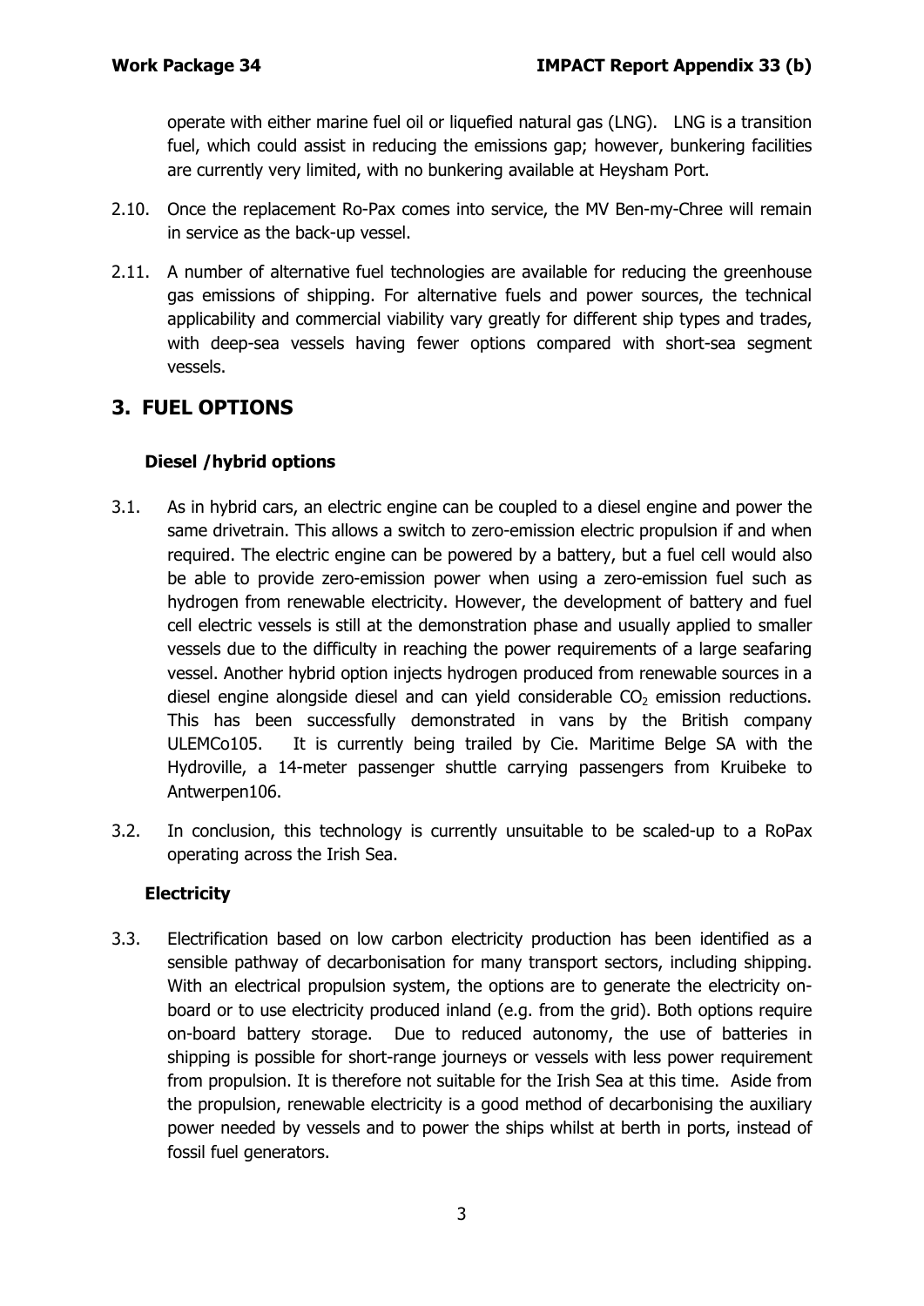operate with either marine fuel oil or liquefied natural gas (LNG). LNG is a transition fuel, which could assist in reducing the emissions gap; however, bunkering facilities are currently very limited, with no bunkering available at Heysham Port.

2.10. Once the replacement Ro-Pax comes into service, the MV Ben-my-Chree will remain in service as the back-up vessel.

2.11. A number of alternative fuel technologies are available for reducing the greenhouse gas emissions of shipping. For alternative fuels and power sources, the technical applicability and commercial viability vary greatly for different ship types and trades, with deep-sea vessels having fewer options compared with short-sea segment vessels.

## 3. FUEL OPTIONS

### Diesel /hybrid options

3.1. As in hybrid cars, an electric engine can be coupled to a diesel engine and power the same drivetrain. This allows a switch to zero-emission electric propulsion if and when required. The electric engine can be powered by a battery, but a fuel cell would also be able to provide zero-emission power when using a zero-emission fuel such as hydrogen from renewable electricity. However, the development of battery and fuel cell electric vessels is still at the demonstration phase and usually applied to smaller vessels due to the difficulty in reaching the power requirements of a large seafaring vessel. Another hybrid option injects hydrogen produced from renewable sources in a diesel engine alongside diesel and can yield considerable $CO_2$ emission reductions. This has been successfully demonstrated in vans by the British company ULEMCo105. It is currently being trailed by Cie. Maritime Belge SA with the Hydroville, a 14-meter passenger shuttle carrying passengers from Kruibeke to Antwerpen106.

3.2. In conclusion, this technology is currently unsuitable to be scaled-up to a RoPax operating across the Irish Sea.

### Electricity

3.3. Electrification based on low carbon electricity production has been identified as a sensible pathway of decarbonisation for many transport sectors, including shipping. With an electrical propulsion system, the options are to generate the electricity on-board or to use electricity produced inland (e.g. from the grid). Both options require on-board battery storage. Due to reduced autonomy, the use of batteries in shipping is possible for short-range journeys or vessels with less power requirement from propulsion. It is therefore not suitable for the Irish Sea at this time. Aside from the propulsion, renewable electricity is a good method of decarbonising the auxiliary power needed by vessels and to power the ships whilst at berth in ports, instead of fossil fuel generators.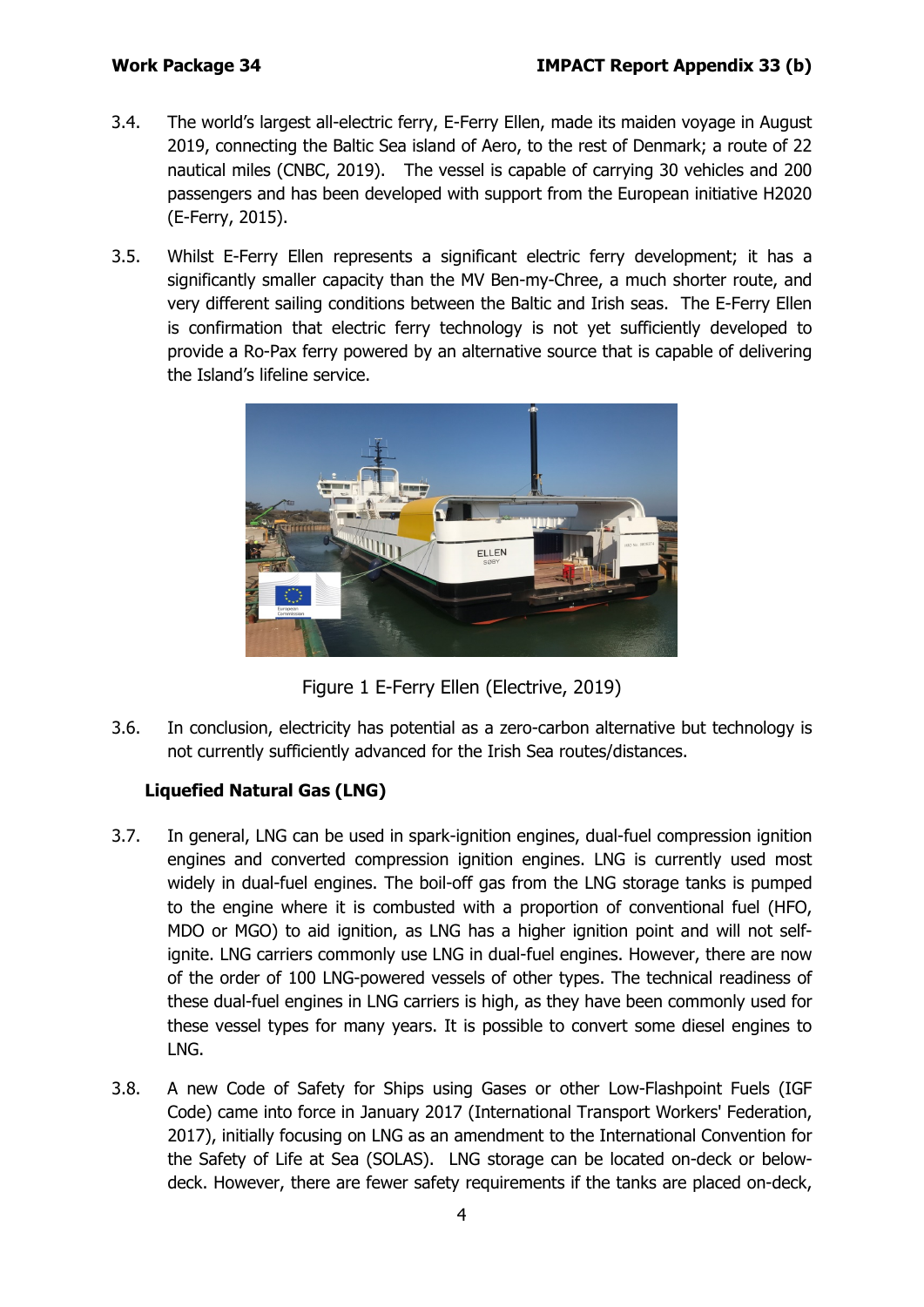3.4. The world's largest all-electric ferry, E-Ferry Ellen, made its maiden voyage in August 2019, connecting the Baltic Sea island of Aero, to the rest of Denmark; a route of 22 nautical miles (CNBC, 2019). The vessel is capable of carrying 30 vehicles and 200 passengers and has been developed with support from the European initiative H2020 (E-Ferry, 2015).

3.5. Whilst E-Ferry Ellen represents a significant electric ferry development; it has a significantly smaller capacity than the MV Ben-my-Chree, a much shorter route, and very different sailing conditions between the Baltic and Irish seas. The E-Ferry Ellen is confirmation that electric ferry technology is not yet sufficiently developed to provide a Ro-Pax ferry powered by an alternative source that is capable of delivering the Island's lifeline service.

Figure 1 E-Ferry Ellen (Electrive, 2019)

3.6. In conclusion, electricity has potential as a zero-carbon alternative but technology is not currently sufficiently advanced for the Irish Sea routes/distances.

### Liquefied Natural Gas (LNG)

3.7. In general, LNG can be used in spark-ignition engines, dual-fuel compression ignition engines and converted compression ignition engines. LNG is currently used most widely in dual-fuel engines. The boil-off gas from the LNG storage tanks is pumped to the engine where it is combusted with a proportion of conventional fuel (HFO, MDO or MGO) to aid ignition, as LNG has a higher ignition point and will not self-ignite. LNG carriers commonly use LNG in dual-fuel engines. However, there are now of the order of 100 LNG-powered vessels of other types. The technical readiness of these dual-fuel engines in LNG carriers is high, as they have been commonly used for these vessel types for many years. It is possible to convert some diesel engines to LNG.

3.8. A new Code of Safety for Ships using Gases or other Low-Flashpoint Fuels (IGF Code) came into force in January 2017 (International Transport Workers' Federation, 2017), initially focusing on LNG as an amendment to the International Convention for the Safety of Life at Sea (SOLAS). LNG storage can be located on-deck or below-deck. However, there are fewer safety requirements if the tanks are placed on-deck,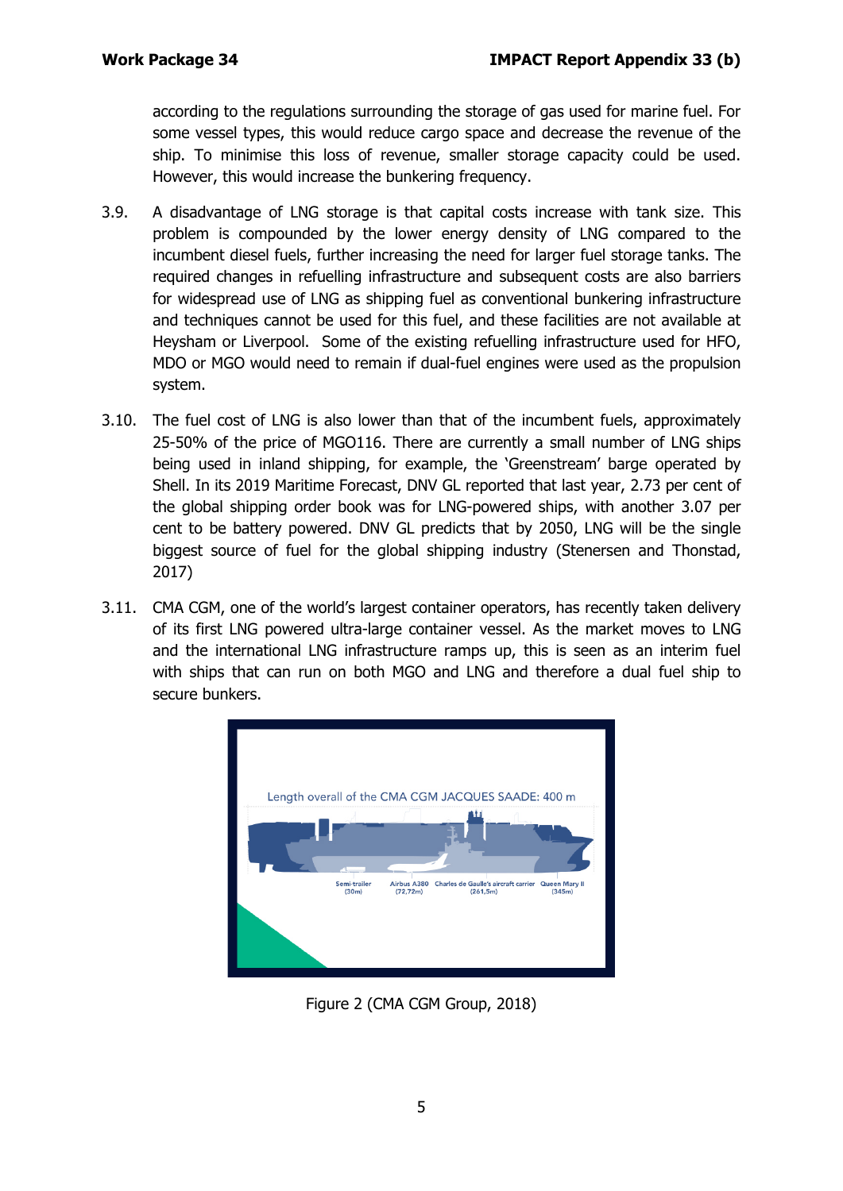according to the regulations surrounding the storage of gas used for marine fuel. For some vessel types, this would reduce cargo space and decrease the revenue of the ship. To minimise this loss of revenue, smaller storage capacity could be used. However, this would increase the bunkering frequency.

3.9. A disadvantage of LNG storage is that capital costs increase with tank size. This problem is compounded by the lower energy density of LNG compared to the incumbent diesel fuels, further increasing the need for larger fuel storage tanks. The required changes in refuelling infrastructure and subsequent costs are also barriers for widespread use of LNG as shipping fuel as conventional bunkering infrastructure and techniques cannot be used for this fuel, and these facilities are not available at Heysham or Liverpool. Some of the existing refuelling infrastructure used for HFO, MDO or MGO would need to remain if dual-fuel engines were used as the propulsion system.

3.10. The fuel cost of LNG is also lower than that of the incumbent fuels, approximately 25-50% of the price of MGO116. There are currently a small number of LNG ships being used in inland shipping, for example, the 'Greenstream' barge operated by Shell. In its 2019 Maritime Forecast, DNV GL reported that last year, 2.73 per cent of the global shipping order book was for LNG-powered ships, with another 3.07 per cent to be battery powered. DNV GL predicts that by 2050, LNG will be the single biggest source of fuel for the global shipping industry (Stenersen and Thonstad, 2017)

3.11. CMA CGM, one of the world's largest container operators, has recently taken delivery of its first LNG powered ultra-large container vessel. As the market moves to LNG and the international LNG infrastructure ramps up, this is seen as an interim fuel with ships that can run on both MGO and LNG and therefore a dual fuel ship to secure bunkers.

Figure 2 (CMA CGM Group, 2018)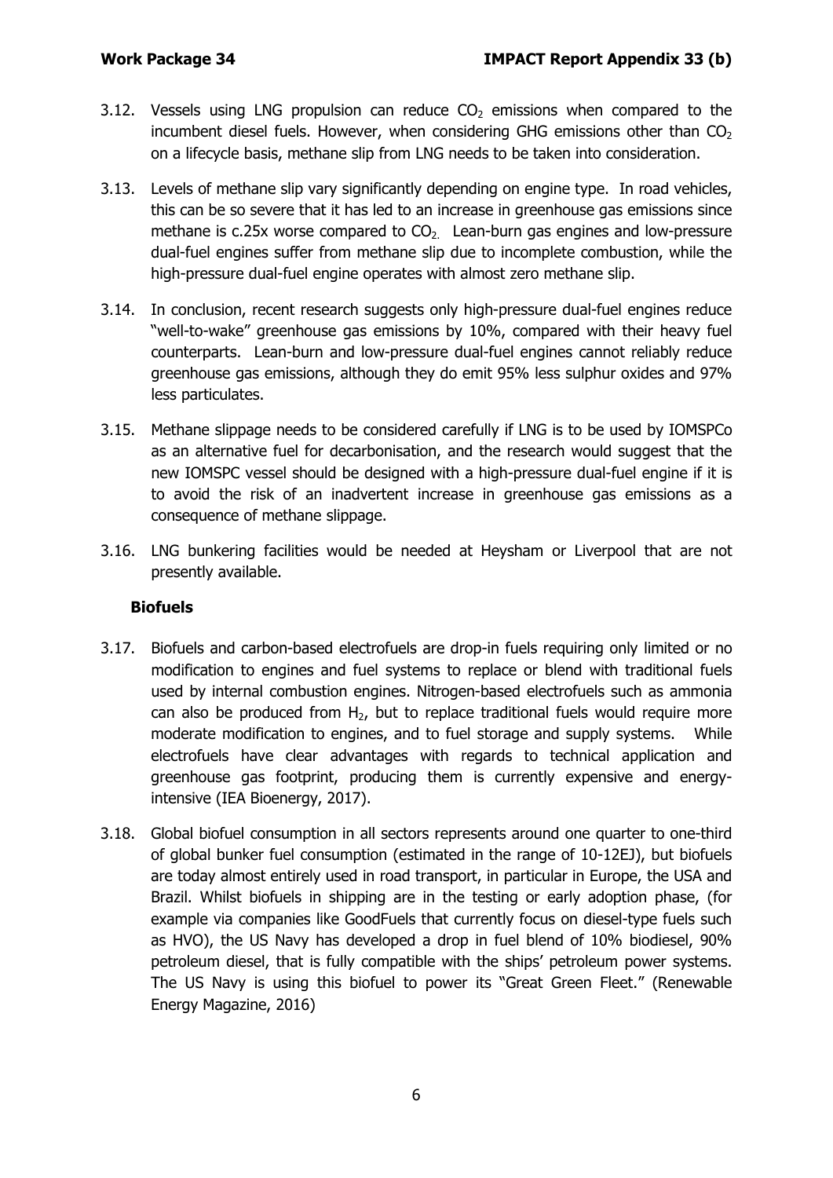3.12. Vessels using LNG propulsion can reduce $CO_2$ emissions when compared to the incumbent diesel fuels. However, when considering GHG emissions other than $CO_2$ on a lifecycle basis, methane slip from LNG needs to be taken into consideration.

3.13. Levels of methane slip vary significantly depending on engine type. In road vehicles, this can be so severe that it has led to an increase in greenhouse gas emissions since methane is c.25x worse compared to $CO_2$. Lean-burn gas engines and low-pressure dual-fuel engines suffer from methane slip due to incomplete combustion, while the high-pressure dual-fuel engine operates with almost zero methane slip.

3.14. In conclusion, recent research suggests only high-pressure dual-fuel engines reduce "well-to-wake" greenhouse gas emissions by 10%, compared with their heavy fuel counterparts. Lean-burn and low-pressure dual-fuel engines cannot reliably reduce greenhouse gas emissions, although they do emit 95% less sulphur oxides and 97% less particulates.

3.15. Methane slippage needs to be considered carefully if LNG is to be used by IOMSPCo as an alternative fuel for decarbonisation, and the research would suggest that the new IOMSPC vessel should be designed with a high-pressure dual-fuel engine if it is to avoid the risk of an inadvertent increase in greenhouse gas emissions as a consequence of methane slippage.

3.16. LNG bunkering facilities would be needed at Heysham or Liverpool that are not presently available.

**Biofuels**

3.17. Biofuels and carbon-based electrofuels are drop-in fuels requiring only limited or no modification to engines and fuel systems to replace or blend with traditional fuels used by internal combustion engines. Nitrogen-based electrofuels such as ammonia can also be produced from $H_2$, but to replace traditional fuels would require more moderate modification to engines, and to fuel storage and supply systems. While electrofuels have clear advantages with regards to technical application and greenhouse gas footprint, producing them is currently expensive and energy-intensive (IEA Bioenergy, 2017).

3.18. Global biofuel consumption in all sectors represents around one quarter to one-third of global bunker fuel consumption (estimated in the range of 10-12EJ), but biofuels are today almost entirely used in road transport, in particular in Europe, the USA and Brazil. Whilst biofuels in shipping are in the testing or early adoption phase, (for example via companies like GoodFuels that currently focus on diesel-type fuels such as HVO), the US Navy has developed a drop in fuel blend of 10% biodiesel, 90% petroleum diesel, that is fully compatible with the ships' petroleum power systems. The US Navy is using this biofuel to power its "Great Green Fleet." (Renewable Energy Magazine, 2016)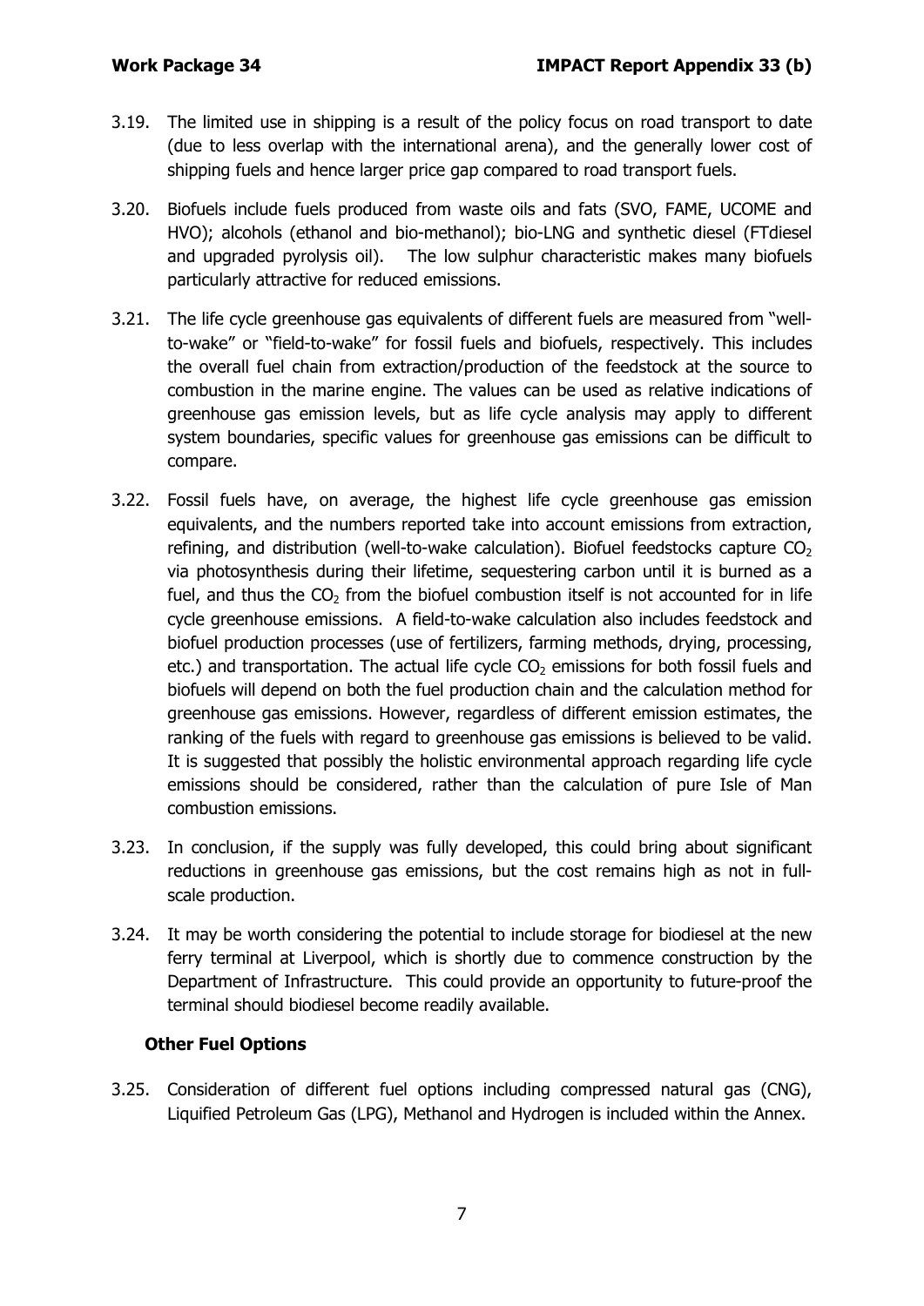3.19. The limited use in shipping is a result of the policy focus on road transport to date (due to less overlap with the international arena), and the generally lower cost of shipping fuels and hence larger price gap compared to road transport fuels.

3.20. Biofuels include fuels produced from waste oils and fats (SVO, FAME, UCOME and HVO); alcohols (ethanol and bio-methanol); bio-LNG and synthetic diesel (FTdiesel and upgraded pyrolysis oil). The low sulphur characteristic makes many biofuels particularly attractive for reduced emissions.

3.21. The life cycle greenhouse gas equivalents of different fuels are measured from "well-to-wake" or "field-to-wake" for fossil fuels and biofuels, respectively. This includes the overall fuel chain from extraction/production of the feedstock at the source to combustion in the marine engine. The values can be used as relative indications of greenhouse gas emission levels, but as life cycle analysis may apply to different system boundaries, specific values for greenhouse gas emissions can be difficult to compare.

3.22. Fossil fuels have, on average, the highest life cycle greenhouse gas emission equivalents, and the numbers reported take into account emissions from extraction, refining, and distribution (well-to-wake calculation). Biofuel feedstocks capture $CO_2$ via photosynthesis during their lifetime, sequestering carbon until it is burned as a fuel, and thus the $CO_2$ from the biofuel combustion itself is not accounted for in life cycle greenhouse emissions. A field-to-wake calculation also includes feedstock and biofuel production processes (use of fertilizers, farming methods, drying, processing, etc.) and transportation. The actual life cycle $CO_2$ emissions for both fossil fuels and biofuels will depend on both the fuel production chain and the calculation method for greenhouse gas emissions. However, regardless of different emission estimates, the ranking of the fuels with regard to greenhouse gas emissions is believed to be valid. It is suggested that possibly the holistic environmental approach regarding life cycle emissions should be considered, rather than the calculation of pure Isle of Man combustion emissions.

3.23. In conclusion, if the supply was fully developed, this could bring about significant reductions in greenhouse gas emissions, but the cost remains high as not in full-scale production.

3.24. It may be worth considering the potential to include storage for biodiesel at the new ferry terminal at Liverpool, which is shortly due to commence construction by the Department of Infrastructure. This could provide an opportunity to future-proof the terminal should biodiesel become readily available.

**Other Fuel Options**

3.25. Consideration of different fuel options including compressed natural gas (CNG), Liquified Petroleum Gas (LPG), Methanol and Hydrogen is included within the Annex.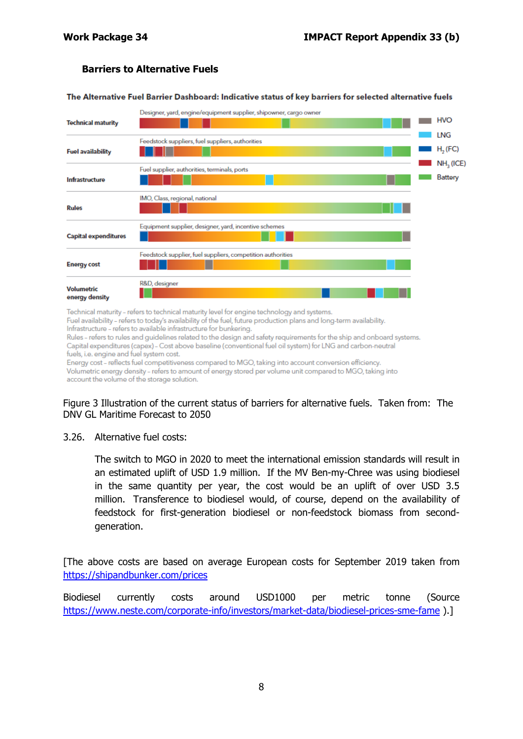### Barriers to Alternative Fuels

**The Alternative Fuel Barrier Dashboard: Indicative status of key barriers for selected alternative fuels**

**Technical maturity** — Designer, yard, engine/equipment supplier, shipowner, cargo owner

**Fuel availability** — Feedstock suppliers, fuel suppliers, authorities

**Infrastructure** — Fuel supplier, authorities, terminals, ports

**Rules** — IMO, Class, regional, national

**Capital expenditures** — Equipment supplier, designer, yard, incentive schemes

**Energy cost** — Feedstock supplier, fuel suppliers, competition authorities

**Volumetric energy density** — R&D, designer

Legend: HVO; LNG; $H_2$ (FC); $NH_3$ (ICE); Battery

Technical maturity – refers to technical maturity level for engine technology and systems.
Fuel availability – refers to today's availability of the fuel, future production plans and long-term availability.
Infrastructure – refers to available infrastructure for bunkering.
Rules – refers to rules and guidelines related to the design and safety requirements for the ship and onboard systems.
Capital expenditures (capex) – Cost above baseline (conventional fuel oil system) for LNG and carbon-neutral fuels, i.e. engine and fuel system cost.
Energy cost – reflects fuel competitiveness compared to MGO, taking into account conversion efficiency.
Volumetric energy density – refers to amount of energy stored per volume unit compared to MGO, taking into account the volume of the storage solution.

Figure 3 Illustration of the current status of barriers for alternative fuels. Taken from: The DNV GL Maritime Forecast to 2050

3.26. Alternative fuel costs:

The switch to MGO in 2020 to meet the international emission standards will result in an estimated uplift of USD 1.9 million. If the MV Ben-my-Chree was using biodiesel in the same quantity per year, the cost would be an uplift of over USD 3.5 million. Transference to biodiesel would, of course, depend on the availability of feedstock for first-generation biodiesel or non-feedstock biomass from second-generation.

[The above costs are based on average European costs for September 2019 taken from https://shipandbunker.com/prices

Biodiesel currently costs around USD1000 per metric tonne (Source https://www.neste.com/corporate-info/investors/market-data/biodiesel-prices-sme-fame ).]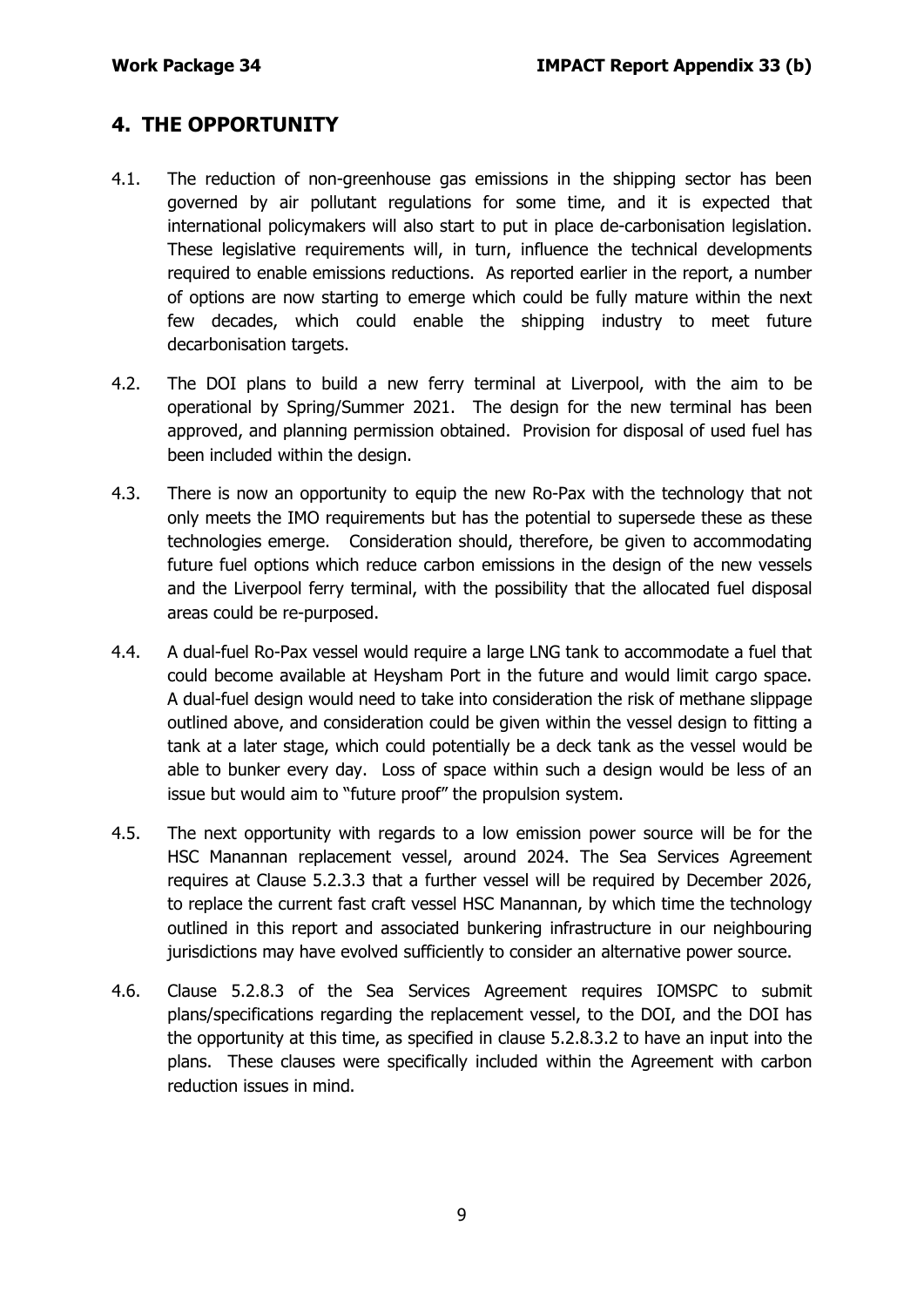## 4. THE OPPORTUNITY

4.1. The reduction of non-greenhouse gas emissions in the shipping sector has been governed by air pollutant regulations for some time, and it is expected that international policymakers will also start to put in place de-carbonisation legislation. These legislative requirements will, in turn, influence the technical developments required to enable emissions reductions. As reported earlier in the report, a number of options are now starting to emerge which could be fully mature within the next few decades, which could enable the shipping industry to meet future decarbonisation targets.

4.2. The DOI plans to build a new ferry terminal at Liverpool, with the aim to be operational by Spring/Summer 2021. The design for the new terminal has been approved, and planning permission obtained. Provision for disposal of used fuel has been included within the design.

4.3. There is now an opportunity to equip the new Ro-Pax with the technology that not only meets the IMO requirements but has the potential to supersede these as these technologies emerge. Consideration should, therefore, be given to accommodating future fuel options which reduce carbon emissions in the design of the new vessels and the Liverpool ferry terminal, with the possibility that the allocated fuel disposal areas could be re-purposed.

4.4. A dual-fuel Ro-Pax vessel would require a large LNG tank to accommodate a fuel that could become available at Heysham Port in the future and would limit cargo space. A dual-fuel design would need to take into consideration the risk of methane slippage outlined above, and consideration could be given within the vessel design to fitting a tank at a later stage, which could potentially be a deck tank as the vessel would be able to bunker every day. Loss of space within such a design would be less of an issue but would aim to "future proof" the propulsion system.

4.5. The next opportunity with regards to a low emission power source will be for the HSC Manannan replacement vessel, around 2024. The Sea Services Agreement requires at Clause 5.2.3.3 that a further vessel will be required by December 2026, to replace the current fast craft vessel HSC Manannan, by which time the technology outlined in this report and associated bunkering infrastructure in our neighbouring jurisdictions may have evolved sufficiently to consider an alternative power source.

4.6. Clause 5.2.8.3 of the Sea Services Agreement requires IOMSPC to submit plans/specifications regarding the replacement vessel, to the DOI, and the DOI has the opportunity at this time, as specified in clause 5.2.8.3.2 to have an input into the plans. These clauses were specifically included within the Agreement with carbon reduction issues in mind.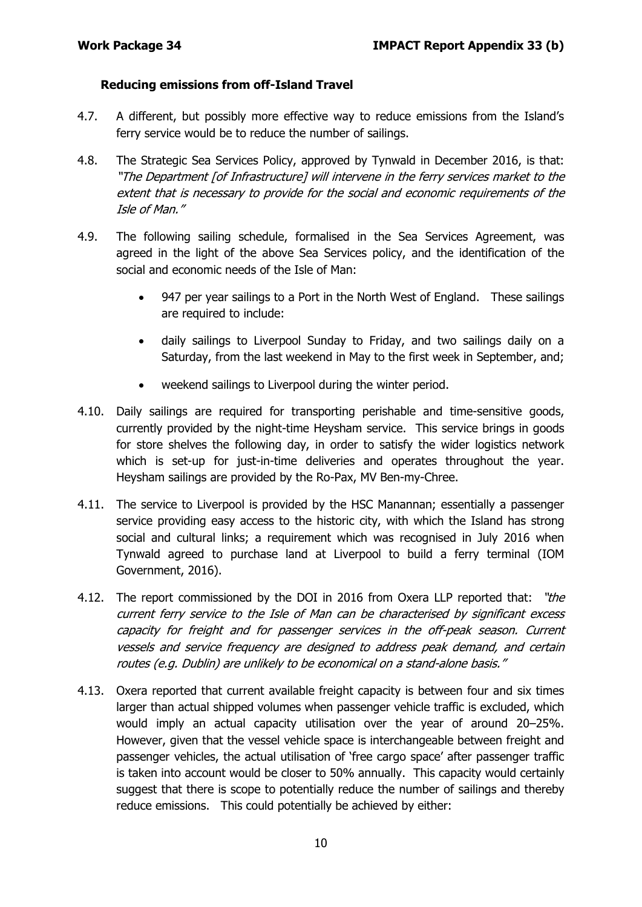### Reducing emissions from off-Island Travel

4.7. A different, but possibly more effective way to reduce emissions from the Island's ferry service would be to reduce the number of sailings.

4.8. The Strategic Sea Services Policy, approved by Tynwald in December 2016, is that: *"The Department [of Infrastructure] will intervene in the ferry services market to the extent that is necessary to provide for the social and economic requirements of the Isle of Man."*

4.9. The following sailing schedule, formalised in the Sea Services Agreement, was agreed in the light of the above Sea Services policy, and the identification of the social and economic needs of the Isle of Man:

- 947 per year sailings to a Port in the North West of England. These sailings are required to include:
- daily sailings to Liverpool Sunday to Friday, and two sailings daily on a Saturday, from the last weekend in May to the first week in September, and;
- weekend sailings to Liverpool during the winter period.

4.10. Daily sailings are required for transporting perishable and time-sensitive goods, currently provided by the night-time Heysham service. This service brings in goods for store shelves the following day, in order to satisfy the wider logistics network which is set-up for just-in-time deliveries and operates throughout the year. Heysham sailings are provided by the Ro-Pax, MV Ben-my-Chree.

4.11. The service to Liverpool is provided by the HSC Manannan; essentially a passenger service providing easy access to the historic city, with which the Island has strong social and cultural links; a requirement which was recognised in July 2016 when Tynwald agreed to purchase land at Liverpool to build a ferry terminal (IOM Government, 2016).

4.12. The report commissioned by the DOI in 2016 from Oxera LLP reported that: *"the current ferry service to the Isle of Man can be characterised by significant excess capacity for freight and for passenger services in the off-peak season. Current vessels and service frequency are designed to address peak demand, and certain routes (e.g. Dublin) are unlikely to be economical on a stand-alone basis."*

4.13. Oxera reported that current available freight capacity is between four and six times larger than actual shipped volumes when passenger vehicle traffic is excluded, which would imply an actual capacity utilisation over the year of around 20–25%. However, given that the vessel vehicle space is interchangeable between freight and passenger vehicles, the actual utilisation of 'free cargo space' after passenger traffic is taken into account would be closer to 50% annually. This capacity would certainly suggest that there is scope to potentially reduce the number of sailings and thereby reduce emissions. This could potentially be achieved by either: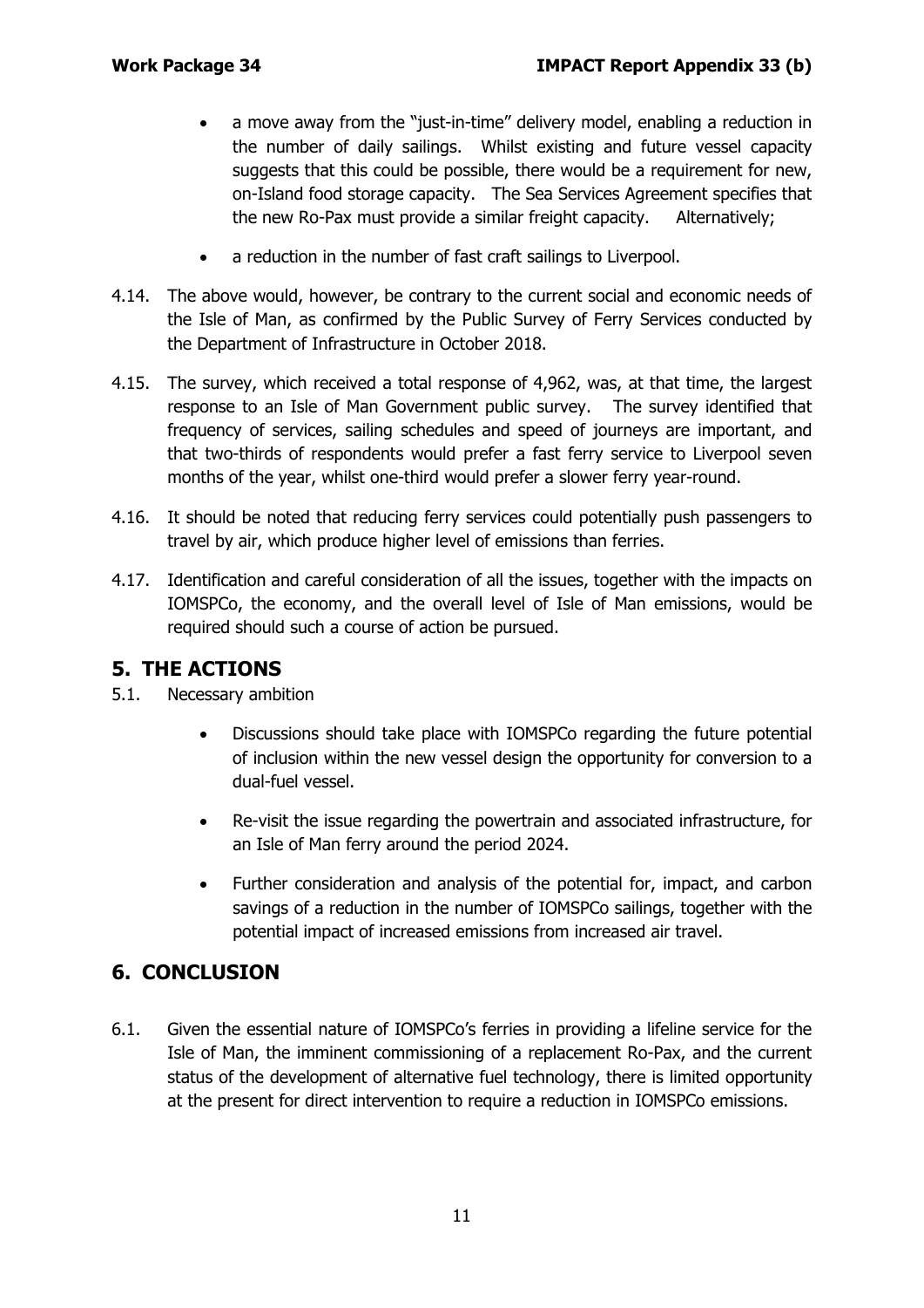- a move away from the "just-in-time" delivery model, enabling a reduction in the number of daily sailings. Whilst existing and future vessel capacity suggests that this could be possible, there would be a requirement for new, on-Island food storage capacity. The Sea Services Agreement specifies that the new Ro-Pax must provide a similar freight capacity. Alternatively;
- a reduction in the number of fast craft sailings to Liverpool.

4.14. The above would, however, be contrary to the current social and economic needs of the Isle of Man, as confirmed by the Public Survey of Ferry Services conducted by the Department of Infrastructure in October 2018.

4.15. The survey, which received a total response of 4,962, was, at that time, the largest response to an Isle of Man Government public survey. The survey identified that frequency of services, sailing schedules and speed of journeys are important, and that two-thirds of respondents would prefer a fast ferry service to Liverpool seven months of the year, whilst one-third would prefer a slower ferry year-round.

4.16. It should be noted that reducing ferry services could potentially push passengers to travel by air, which produce higher level of emissions than ferries.

4.17. Identification and careful consideration of all the issues, together with the impacts on IOMSPCo, the economy, and the overall level of Isle of Man emissions, would be required should such a course of action be pursued.

## 5. THE ACTIONS

5.1. Necessary ambition

- Discussions should take place with IOMSPCo regarding the future potential of inclusion within the new vessel design the opportunity for conversion to a dual-fuel vessel.
- Re-visit the issue regarding the powertrain and associated infrastructure, for an Isle of Man ferry around the period 2024.
- Further consideration and analysis of the potential for, impact, and carbon savings of a reduction in the number of IOMSPCo sailings, together with the potential impact of increased emissions from increased air travel.

## 6. CONCLUSION

6.1. Given the essential nature of IOMSPCo's ferries in providing a lifeline service for the Isle of Man, the imminent commissioning of a replacement Ro-Pax, and the current status of the development of alternative fuel technology, there is limited opportunity at the present for direct intervention to require a reduction in IOMSPCo emissions.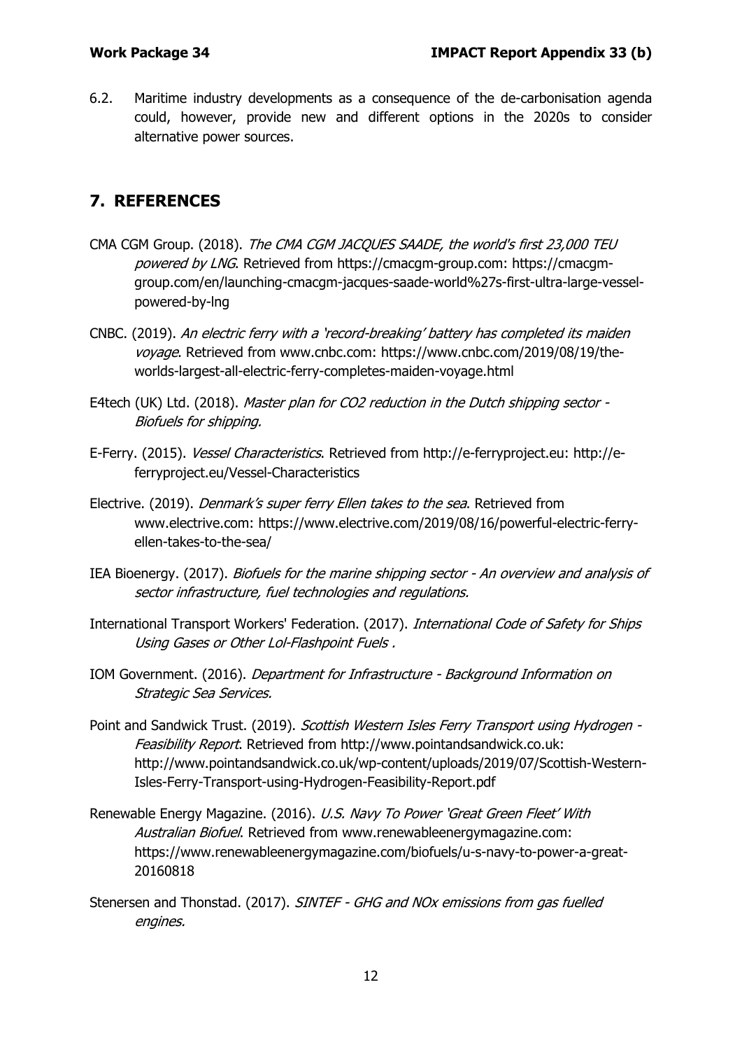6.2. Maritime industry developments as a consequence of the de-carbonisation agenda could, however, provide new and different options in the 2020s to consider alternative power sources.

## 7. REFERENCES

CMA CGM Group. (2018). *The CMA CGM JACQUES SAADE, the world's first 23,000 TEU powered by LNG*. Retrieved from https://cmacgm-group.com: https://cmacgm-group.com/en/launching-cmacgm-jacques-saade-world%27s-first-ultra-large-vessel-powered-by-lng

CNBC. (2019). *An electric ferry with a 'record-breaking' battery has completed its maiden voyage*. Retrieved from www.cnbc.com: https://www.cnbc.com/2019/08/19/the-worlds-largest-all-electric-ferry-completes-maiden-voyage.html

E4tech (UK) Ltd. (2018). *Master plan for CO2 reduction in the Dutch shipping sector - Biofuels for shipping.*

E-Ferry. (2015). *Vessel Characteristics*. Retrieved from http://e-ferryproject.eu: http://e-ferryproject.eu/Vessel-Characteristics

Electrive. (2019). *Denmark's super ferry Ellen takes to the sea*. Retrieved from www.electrive.com: https://www.electrive.com/2019/08/16/powerful-electric-ferry-ellen-takes-to-the-sea/

IEA Bioenergy. (2017). *Biofuels for the marine shipping sector - An overview and analysis of sector infrastructure, fuel technologies and regulations.*

International Transport Workers' Federation. (2017). *International Code of Safety for Ships Using Gases or Other Lol-Flashpoint Fuels .*

IOM Government. (2016). *Department for Infrastructure - Background Information on Strategic Sea Services.*

Point and Sandwick Trust. (2019). *Scottish Western Isles Ferry Transport using Hydrogen - Feasibility Report*. Retrieved from http://www.pointandsandwick.co.uk: http://www.pointandsandwick.co.uk/wp-content/uploads/2019/07/Scottish-Western-Isles-Ferry-Transport-using-Hydrogen-Feasibility-Report.pdf

Renewable Energy Magazine. (2016). *U.S. Navy To Power 'Great Green Fleet' With Australian Biofuel*. Retrieved from www.renewableenergymagazine.com: https://www.renewableenergymagazine.com/biofuels/u-s-navy-to-power-a-great-20160818

Stenersen and Thonstad. (2017). *SINTEF - GHG and NOx emissions from gas fuelled engines.*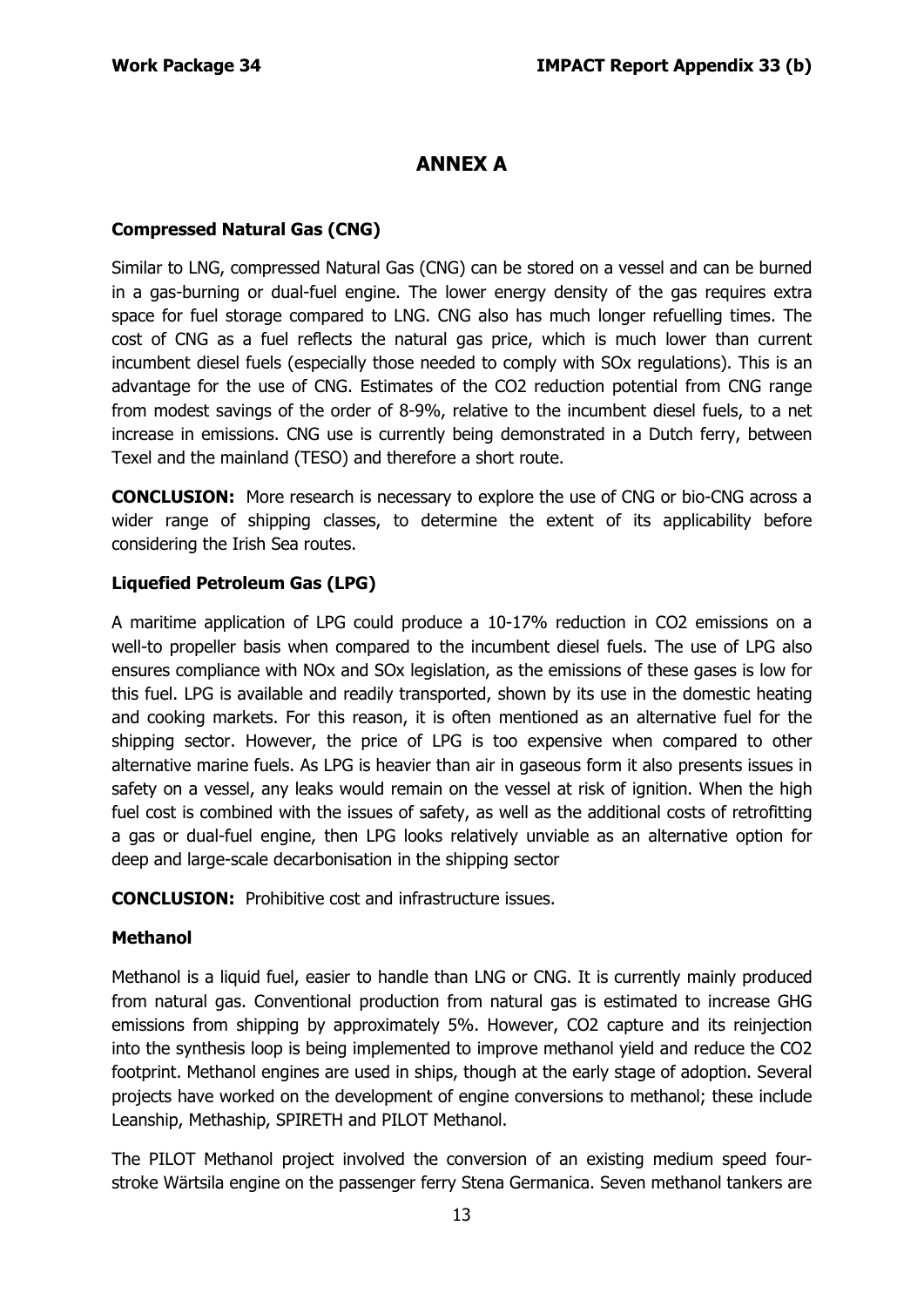# ANNEX A

### Compressed Natural Gas (CNG)

Similar to LNG, compressed Natural Gas (CNG) can be stored on a vessel and can be burned in a gas-burning or dual-fuel engine. The lower energy density of the gas requires extra space for fuel storage compared to LNG. CNG also has much longer refuelling times. The cost of CNG as a fuel reflects the natural gas price, which is much lower than current incumbent diesel fuels (especially those needed to comply with SOx regulations). This is an advantage for the use of CNG. Estimates of the CO2 reduction potential from CNG range from modest savings of the order of 8-9%, relative to the incumbent diesel fuels, to a net increase in emissions. CNG use is currently being demonstrated in a Dutch ferry, between Texel and the mainland (TESO) and therefore a short route.

**CONCLUSION:** More research is necessary to explore the use of CNG or bio-CNG across a wider range of shipping classes, to determine the extent of its applicability before considering the Irish Sea routes.

### Liquefied Petroleum Gas (LPG)

A maritime application of LPG could produce a 10-17% reduction in CO2 emissions on a well-to propeller basis when compared to the incumbent diesel fuels. The use of LPG also ensures compliance with NOx and SOx legislation, as the emissions of these gases is low for this fuel. LPG is available and readily transported, shown by its use in the domestic heating and cooking markets. For this reason, it is often mentioned as an alternative fuel for the shipping sector. However, the price of LPG is too expensive when compared to other alternative marine fuels. As LPG is heavier than air in gaseous form it also presents issues in safety on a vessel, any leaks would remain on the vessel at risk of ignition. When the high fuel cost is combined with the issues of safety, as well as the additional costs of retrofitting a gas or dual-fuel engine, then LPG looks relatively unviable as an alternative option for deep and large-scale decarbonisation in the shipping sector

**CONCLUSION:** Prohibitive cost and infrastructure issues.

### Methanol

Methanol is a liquid fuel, easier to handle than LNG or CNG. It is currently mainly produced from natural gas. Conventional production from natural gas is estimated to increase GHG emissions from shipping by approximately 5%. However, CO2 capture and its reinjection into the synthesis loop is being implemented to improve methanol yield and reduce the CO2 footprint. Methanol engines are used in ships, though at the early stage of adoption. Several projects have worked on the development of engine conversions to methanol; these include Leanship, Methaship, SPIRETH and PILOT Methanol.

The PILOT Methanol project involved the conversion of an existing medium speed four-stroke Wärtsila engine on the passenger ferry Stena Germanica. Seven methanol tankers are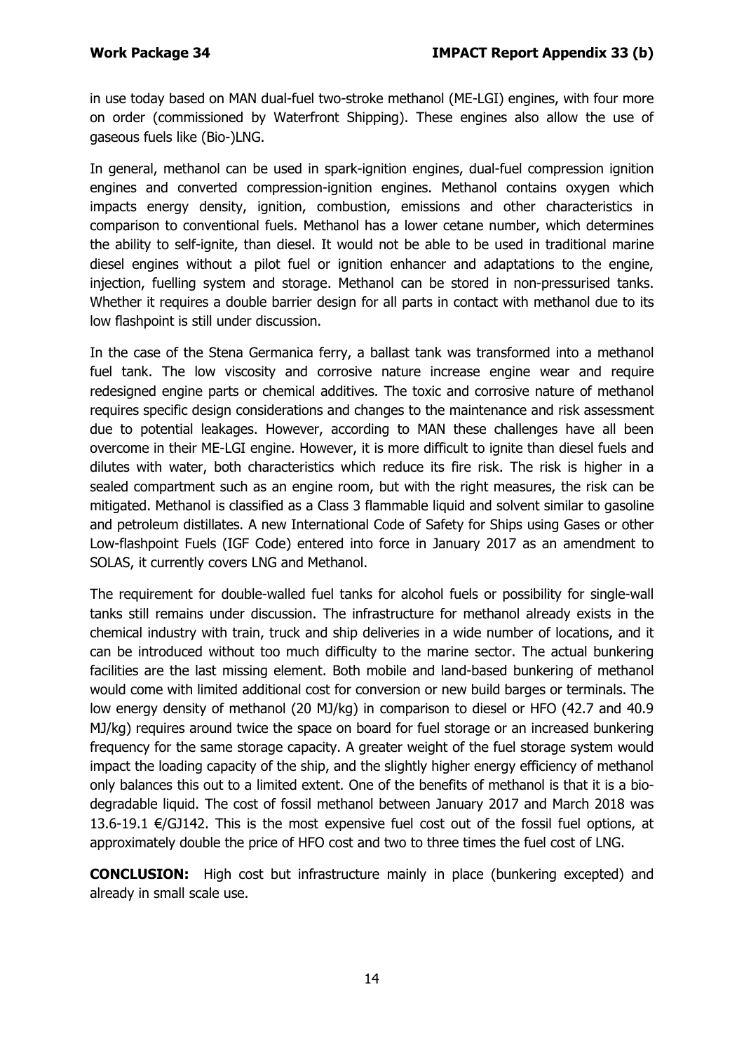in use today based on MAN dual-fuel two-stroke methanol (ME-LGI) engines, with four more on order (commissioned by Waterfront Shipping). These engines also allow the use of gaseous fuels like (Bio-)LNG.

In general, methanol can be used in spark-ignition engines, dual-fuel compression ignition engines and converted compression-ignition engines. Methanol contains oxygen which impacts energy density, ignition, combustion, emissions and other characteristics in comparison to conventional fuels. Methanol has a lower cetane number, which determines the ability to self-ignite, than diesel. It would not be able to be used in traditional marine diesel engines without a pilot fuel or ignition enhancer and adaptations to the engine, injection, fuelling system and storage. Methanol can be stored in non-pressurised tanks. Whether it requires a double barrier design for all parts in contact with methanol due to its low flashpoint is still under discussion.

In the case of the Stena Germanica ferry, a ballast tank was transformed into a methanol fuel tank. The low viscosity and corrosive nature increase engine wear and require redesigned engine parts or chemical additives. The toxic and corrosive nature of methanol requires specific design considerations and changes to the maintenance and risk assessment due to potential leakages. However, according to MAN these challenges have all been overcome in their ME-LGI engine. However, it is more difficult to ignite than diesel fuels and dilutes with water, both characteristics which reduce its fire risk. The risk is higher in a sealed compartment such as an engine room, but with the right measures, the risk can be mitigated. Methanol is classified as a Class 3 flammable liquid and solvent similar to gasoline and petroleum distillates. A new International Code of Safety for Ships using Gases or other Low-flashpoint Fuels (IGF Code) entered into force in January 2017 as an amendment to SOLAS, it currently covers LNG and Methanol.

The requirement for double-walled fuel tanks for alcohol fuels or possibility for single-wall tanks still remains under discussion. The infrastructure for methanol already exists in the chemical industry with train, truck and ship deliveries in a wide number of locations, and it can be introduced without too much difficulty to the marine sector. The actual bunkering facilities are the last missing element. Both mobile and land-based bunkering of methanol would come with limited additional cost for conversion or new build barges or terminals. The low energy density of methanol (20 MJ/kg) in comparison to diesel or HFO (42.7 and 40.9 MJ/kg) requires around twice the space on board for fuel storage or an increased bunkering frequency for the same storage capacity. A greater weight of the fuel storage system would impact the loading capacity of the ship, and the slightly higher energy efficiency of methanol only balances this out to a limited extent. One of the benefits of methanol is that it is a bio-degradable liquid. The cost of fossil methanol between January 2017 and March 2018 was 13.6-19.1 €/GJ142. This is the most expensive fuel cost out of the fossil fuel options, at approximately double the price of HFO cost and two to three times the fuel cost of LNG.

**CONCLUSION:** High cost but infrastructure mainly in place (bunkering excepted) and already in small scale use.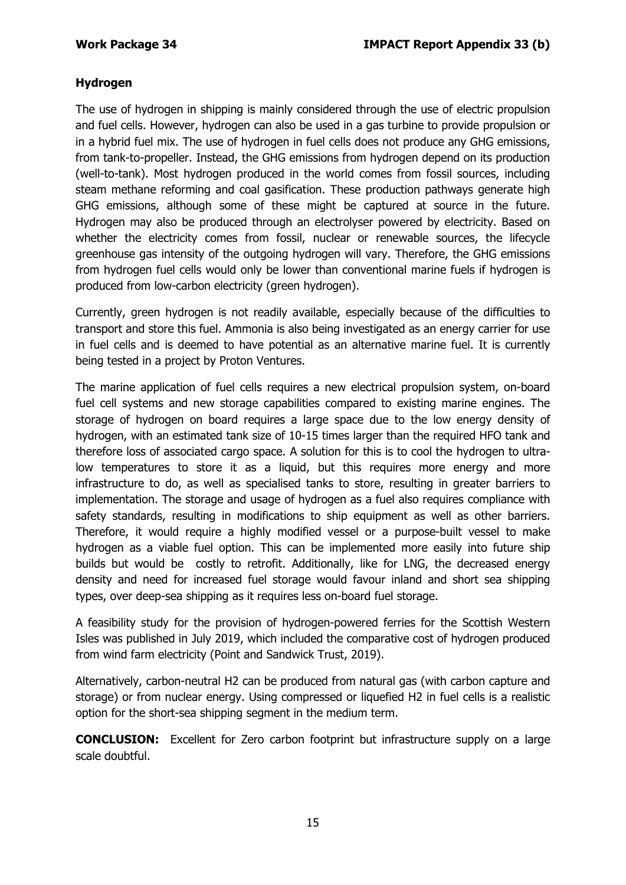## Hydrogen

The use of hydrogen in shipping is mainly considered through the use of electric propulsion and fuel cells. However, hydrogen can also be used in a gas turbine to provide propulsion or in a hybrid fuel mix. The use of hydrogen in fuel cells does not produce any GHG emissions, from tank-to-propeller. Instead, the GHG emissions from hydrogen depend on its production (well-to-tank). Most hydrogen produced in the world comes from fossil sources, including steam methane reforming and coal gasification. These production pathways generate high GHG emissions, although some of these might be captured at source in the future. Hydrogen may also be produced through an electrolyser powered by electricity. Based on whether the electricity comes from fossil, nuclear or renewable sources, the lifecycle greenhouse gas intensity of the outgoing hydrogen will vary. Therefore, the GHG emissions from hydrogen fuel cells would only be lower than conventional marine fuels if hydrogen is produced from low-carbon electricity (green hydrogen).

Currently, green hydrogen is not readily available, especially because of the difficulties to transport and store this fuel. Ammonia is also being investigated as an energy carrier for use in fuel cells and is deemed to have potential as an alternative marine fuel. It is currently being tested in a project by Proton Ventures.

The marine application of fuel cells requires a new electrical propulsion system, on-board fuel cell systems and new storage capabilities compared to existing marine engines. The storage of hydrogen on board requires a large space due to the low energy density of hydrogen, with an estimated tank size of 10-15 times larger than the required HFO tank and therefore loss of associated cargo space. A solution for this is to cool the hydrogen to ultra-low temperatures to store it as a liquid, but this requires more energy and more infrastructure to do, as well as specialised tanks to store, resulting in greater barriers to implementation. The storage and usage of hydrogen as a fuel also requires compliance with safety standards, resulting in modifications to ship equipment as well as other barriers. Therefore, it would require a highly modified vessel or a purpose-built vessel to make hydrogen as a viable fuel option. This can be implemented more easily into future ship builds but would be costly to retrofit. Additionally, like for LNG, the decreased energy density and need for increased fuel storage would favour inland and short sea shipping types, over deep-sea shipping as it requires less on-board fuel storage.

A feasibility study for the provision of hydrogen-powered ferries for the Scottish Western Isles was published in July 2019, which included the comparative cost of hydrogen produced from wind farm electricity (Point and Sandwick Trust, 2019).

Alternatively, carbon-neutral $H_2$ can be produced from natural gas (with carbon capture and storage) or from nuclear energy. Using compressed or liquefied $H_2$ in fuel cells is a realistic option for the short-sea shipping segment in the medium term.

**CONCLUSION:** Excellent for Zero carbon footprint but infrastructure supply on a large scale doubtful.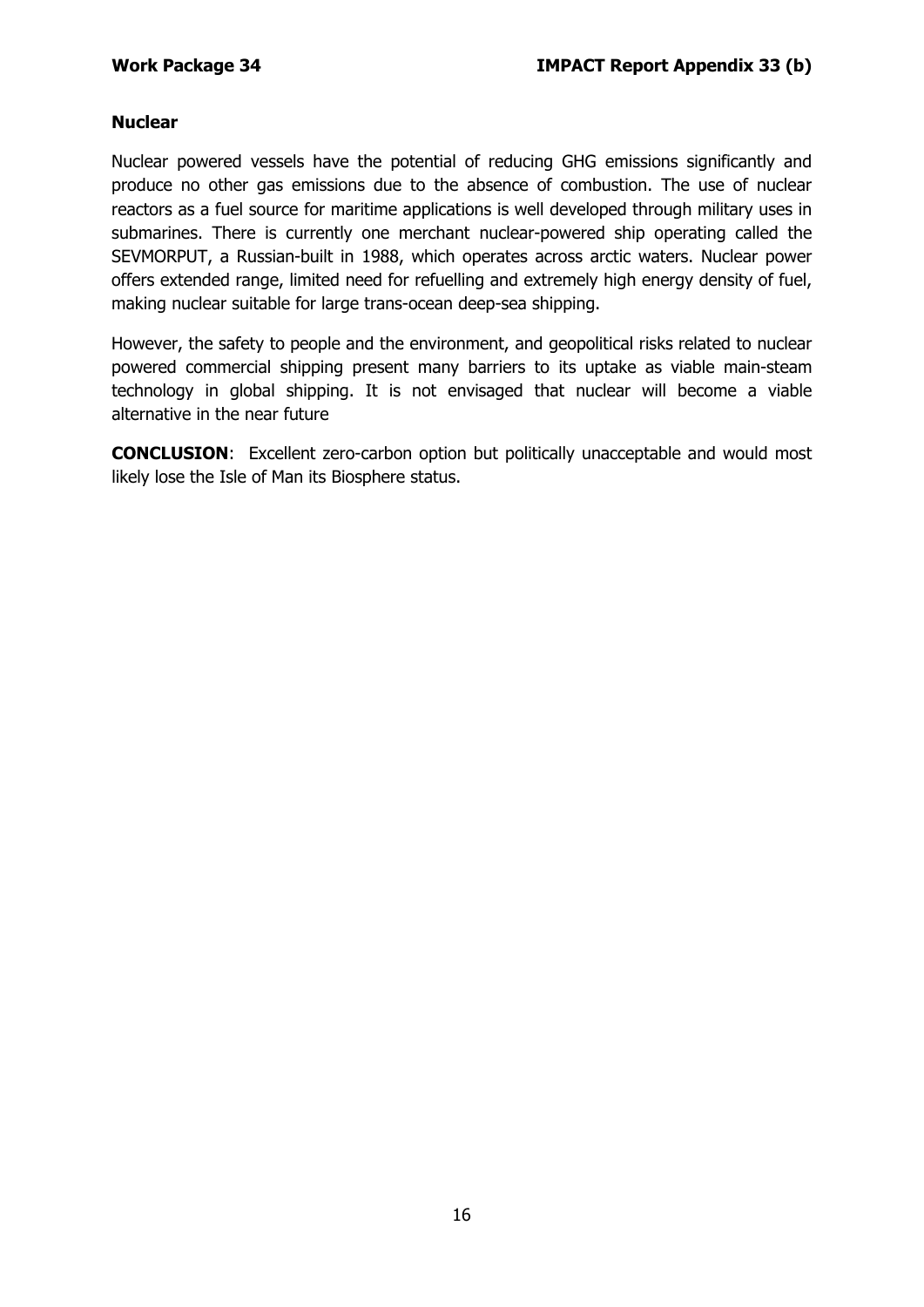## Nuclear

Nuclear powered vessels have the potential of reducing GHG emissions significantly and produce no other gas emissions due to the absence of combustion. The use of nuclear reactors as a fuel source for maritime applications is well developed through military uses in submarines. There is currently one merchant nuclear-powered ship operating called the SEVMORPUT, a Russian-built in 1988, which operates across arctic waters. Nuclear power offers extended range, limited need for refuelling and extremely high energy density of fuel, making nuclear suitable for large trans-ocean deep-sea shipping.

However, the safety to people and the environment, and geopolitical risks related to nuclear powered commercial shipping present many barriers to its uptake as viable main-steam technology in global shipping. It is not envisaged that nuclear will become a viable alternative in the near future

**CONCLUSION**: Excellent zero-carbon option but politically unacceptable and would most likely lose the Isle of Man its Biosphere status.